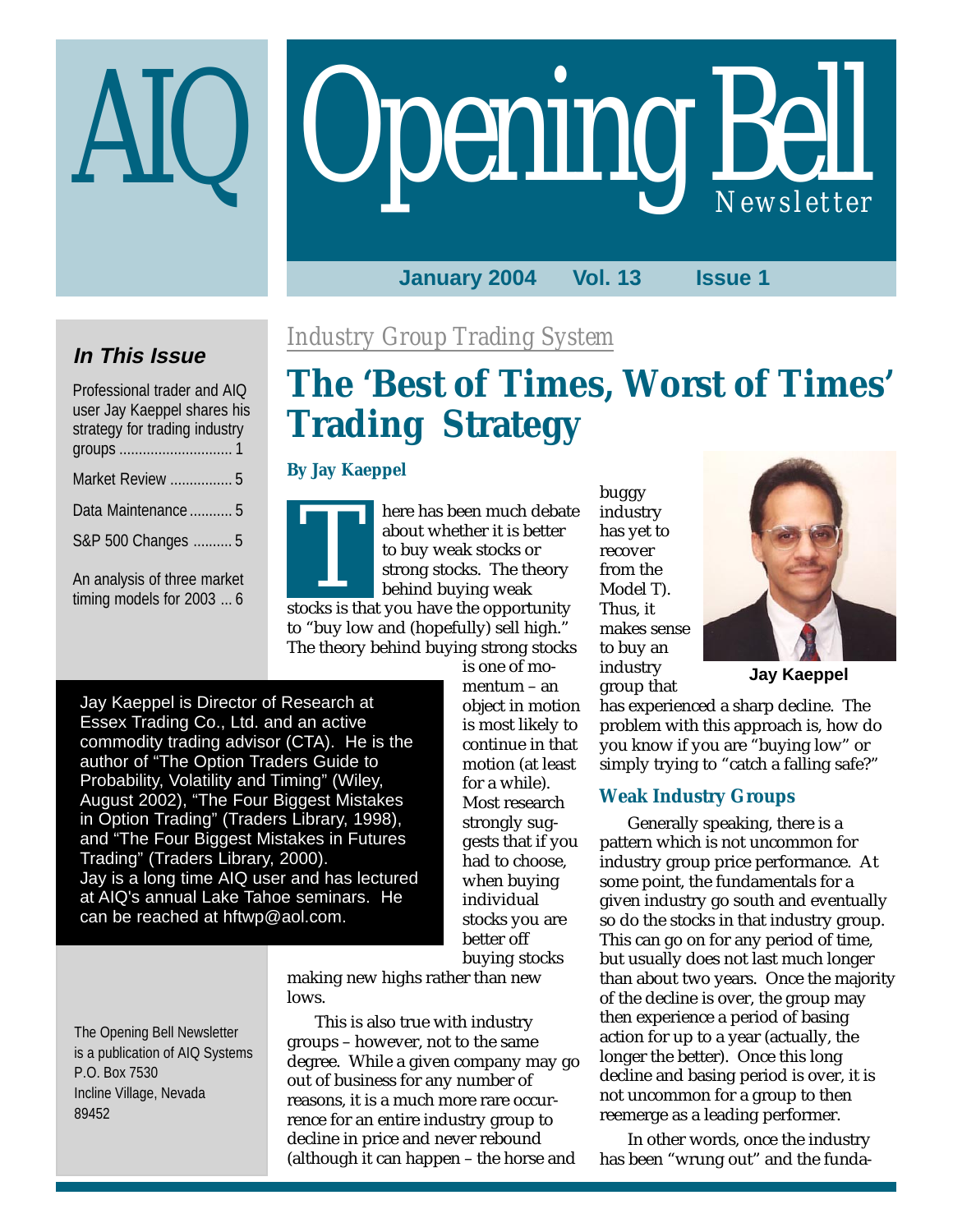# AIQ Opening Bell Newsletter

January 2004 Vol. 13 Issue 1

### In This Issue

Professional trader and AIQ user Jay Kaeppel shares his strategy for trading industry groups ............................ 1

Market Review ................ 5

Data Maintenance ........... 5

S&P 500 Changes .......... 5

An analysis of three market timing models for 2003 ... 6

The Opening Bell Newsletter is a publication of AIQ Systems
P.O. Box 7530
Incline Village, Nevada
89452

*Industry Group Trading System*

# The 'Best of Times, Worst of Times' Trading Strategy

**By Jay Kaeppel**

> Jay Kaeppel is Director of Research at Essex Trading Co., Ltd. and an active commodity trading advisor (CTA). He is the author of "The Option Traders Guide to Probability, Volatility and Timing" (Wiley, August 2002), "The Four Biggest Mistakes in Option Trading" (Traders Library, 1998), and "The Four Biggest Mistakes in Futures Trading" (Traders Library, 2000). Jay is a long time AIQ user and has lectured at AIQ's annual Lake Tahoe seminars. He can be reached at hftwp@aol.com.

There has been much debate about whether it is better to buy weak stocks or strong stocks. The theory behind buying weak stocks is that you have the opportunity to "buy low and (hopefully) sell high." The theory behind buying strong stocks is one of momentum – an object in motion is most likely to continue in that motion (at least for a while). Most research strongly suggests that if you had to choose, when buying individual stocks you are better off buying stocks making new highs rather than new lows.

This is also true with industry groups – however, not to the same degree. While a given company may go out of business for any number of reasons, it is a much more rare occurrence for an entire industry group to decline in price and never rebound (although it can happen – the horse and buggy industry has yet to recover from the Model T). Thus, it makes sense to buy an industry group that has experienced a sharp decline. The problem with this approach is, how do you know if you are "buying low" or simply trying to "catch a falling safe?"

Jay Kaeppel

## Weak Industry Groups

Generally speaking, there is a pattern which is not uncommon for industry group price performance. At some point, the fundamentals for a given industry go south and eventually so do the stocks in that industry group. This can go on for any period of time, but usually does not last much longer than about two years. Once the majority of the decline is over, the group may then experience a period of basing action for up to a year (actually, the longer the better). Once this long decline and basing period is over, it is not uncommon for a group to then reemerge as a leading performer.

In other words, once the industry has been "wrung out" and the funda-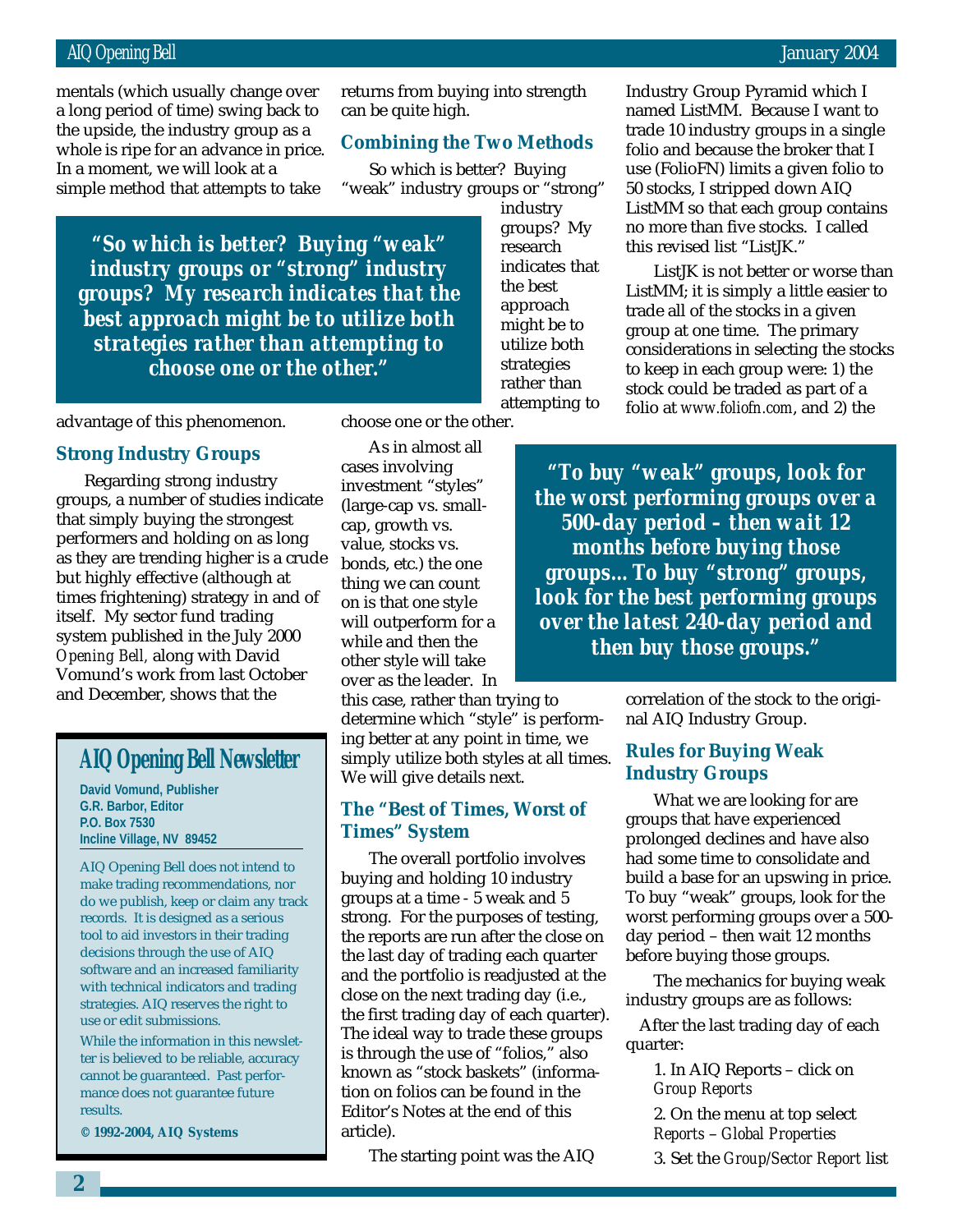mentals (which usually change over a long period of time) swing back to the upside, the industry group as a whole is ripe for an advance in price. In a moment, we will look at a simple method that attempts to take advantage of this phenomenon.

## Strong Industry Groups

Regarding strong industry groups, a number of studies indicate that simply buying the strongest performers and holding on as long as they are trending higher is a crude but highly effective (although at times frightening) strategy in and of itself. My sector fund trading system published in the July 2000 *Opening Bell,* along with David Vomund's work from last October and December, shows that the returns from buying into strength can be quite high.

## Combining the Two Methods

So which is better? Buying "weak" industry groups or "strong" industry groups? My research indicates that the best approach might be to utilize both strategies rather than attempting to choose one or the other.

> **"So which is better? Buying "weak" industry groups or "strong" industry groups? My research indicates that the best approach might be to utilize both strategies rather than attempting to choose one or the other."**

As in almost all cases involving investment "styles" (large-cap vs. small-cap, growth vs. value, stocks vs. bonds, etc.) the one thing we can count on is that one style will outperform for a while and then the other style will take over as the leader. In this case, rather than trying to determine which "style" is performing better at any point in time, we simply utilize both styles at all times. We will give details next.

## The "Best of Times, Worst of Times" System

The overall portfolio involves buying and holding 10 industry groups at a time - 5 weak and 5 strong. For the purposes of testing, the reports are run after the close on the last day of trading each quarter and the portfolio is readjusted at the close on the next trading day (i.e., the first trading day of each quarter). The ideal way to trade these groups is through the use of "folios," also known as "stock baskets" (information on folios can be found in the Editor's Notes at the end of this article).

The starting point was the AIQ Industry Group Pyramid which I named ListMM. Because I want to trade 10 industry groups in a single folio and because the broker that I use (FolioFN) limits a given folio to 50 stocks, I stripped down AIQ ListMM so that each group contains no more than five stocks. I called this revised list "ListJK."

ListJK is not better or worse than ListMM; it is simply a little easier to trade all of the stocks in a given group at one time. The primary considerations in selecting the stocks to keep in each group were: 1) the stock could be traded as part of a folio at *www.foliofn.com*, and 2) the correlation of the stock to the original AIQ Industry Group.

> **"To buy "weak" groups, look for the worst performing groups over a 500-day period – then wait 12 months before buying those groups... To buy "strong" groups, look for the best performing groups over the latest 240-day period and then buy those groups."**

## Rules for Buying Weak Industry Groups

What we are looking for are groups that have experienced prolonged declines and have also had some time to consolidate and build a base for an upswing in price. To buy "weak" groups, look for the worst performing groups over a 500-day period – then wait 12 months before buying those groups.

The mechanics for buying weak industry groups are as follows:

After the last trading day of each quarter:

1. In AIQ Reports – click on *Group Reports*
2. On the menu at top select *Reports – Global Properties*
3. Set the *Group/Sector Report* list

---

**AIQ Opening Bell Newsletter**

**David Vomund, Publisher**
**G.R. Barbor, Editor**
**P.O. Box 7530**
**Incline Village, NV 89452**

AIQ Opening Bell does not intend to make trading recommendations, nor do we publish, keep or claim any track records. It is designed as a serious tool to aid investors in their trading decisions through the use of AIQ software and an increased familiarity with technical indicators and trading strategies. AIQ reserves the right to use or edit submissions.

While the information in this newsletter is believed to be reliable, accuracy cannot be guaranteed. Past performance does not guarantee future results.

**© 1992-2004, AIQ Systems**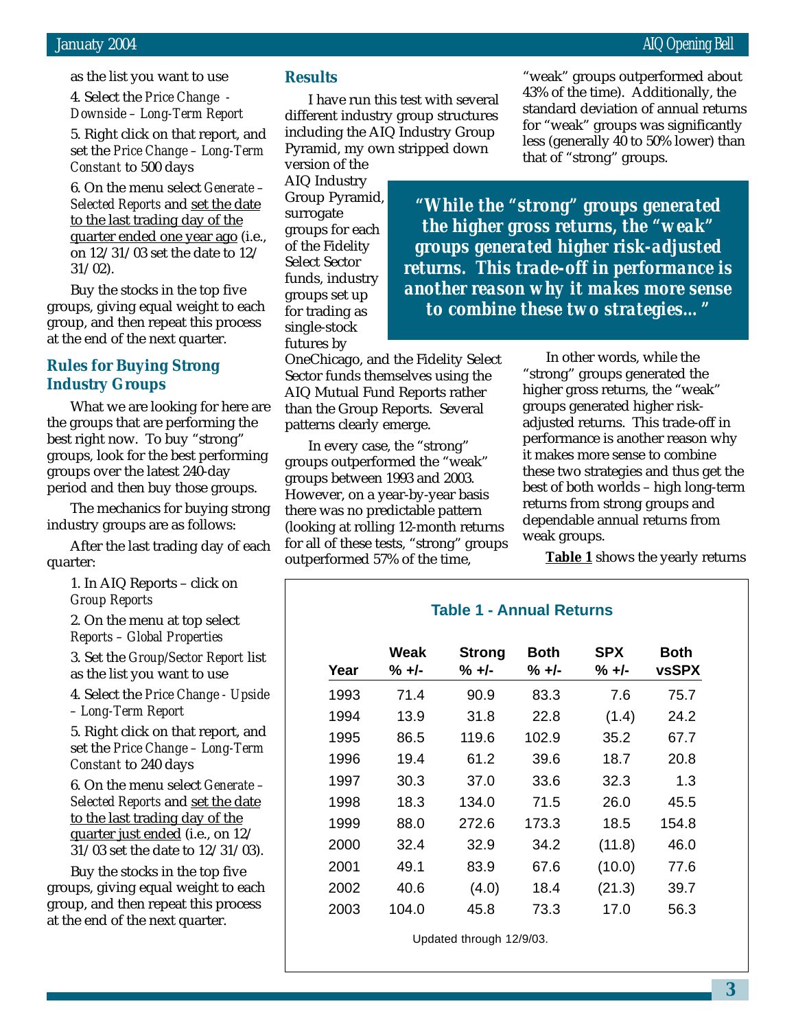as the list you want to use

4. Select the *Price Change - Downside – Long-Term Report*

5. Right click on that report, and set the *Price Change – Long-Term Constant* to 500 days

6. On the menu select *Generate – Selected Reports* and set the date to the last trading day of the quarter ended one year ago (i.e., on 12/31/03 set the date to 12/31/02).

Buy the stocks in the top five groups, giving equal weight to each group, and then repeat this process at the end of the next quarter.

## Rules for Buying Strong Industry Groups

What we are looking for here are the groups that are performing the best right now. To buy "strong" groups, look for the best performing groups over the latest 240-day period and then buy those groups.

The mechanics for buying strong industry groups are as follows:

After the last trading day of each quarter:

1. In AIQ Reports – click on *Group Reports*

2. On the menu at top select *Reports – Global Properties*

3. Set the *Group/Sector Report* list as the list you want to use

4. Select the *Price Change - Upside – Long-Term Report*

5. Right click on that report, and set the *Price Change – Long-Term Constant* to 240 days

6. On the menu select *Generate – Selected Reports* and set the date to the last trading day of the quarter just ended (i.e., on 12/31/03 set the date to 12/31/03).

Buy the stocks in the top five groups, giving equal weight to each group, and then repeat this process at the end of the next quarter.

## Results

I have run this test with several different industry group structures including the AIQ Industry Group Pyramid, my own stripped down version of the AIQ Industry Group Pyramid, surrogate groups for each of the Fidelity Select Sector funds, industry groups set up for trading as single-stock futures by OneChicago, and the Fidelity Select Sector funds themselves using the AIQ Mutual Fund Reports rather than the Group Reports. Several patterns clearly emerge.

In every case, the "strong" groups outperformed the "weak" groups between 1993 and 2003. However, on a year-by-year basis there was no predictable pattern (looking at rolling 12-month returns for all of these tests, "strong" groups outperformed 57% of the time, "weak" groups outperformed about 43% of the time). Additionally, the standard deviation of annual returns for "weak" groups was significantly less (generally 40 to 50% lower) than that of "strong" groups.

> ***"While the "strong" groups generated the higher gross returns, the "weak" groups generated higher risk-adjusted returns. This trade-off in performance is another reason why it makes more sense to combine these two strategies…"***

In other words, while the "strong" groups generated the higher gross returns, the "weak" groups generated higher risk-adjusted returns. This trade-off in performance is another reason why it makes more sense to combine these two strategies and thus get the best of both worlds – high long-term returns from strong groups and dependable annual returns from weak groups.

**Table 1** shows the yearly returns

**Table 1 - Annual Returns**

| Year | Weak % +/- | Strong % +/- | Both % +/- | SPX % +/- | Both vsSPX |
|---|---|---|---|---|---|
| 1993 | 71.4 | 90.9 | 83.3 | 7.6 | 75.7 |
| 1994 | 13.9 | 31.8 | 22.8 | (1.4) | 24.2 |
| 1995 | 86.5 | 119.6 | 102.9 | 35.2 | 67.7 |
| 1996 | 19.4 | 61.2 | 39.6 | 18.7 | 20.8 |
| 1997 | 30.3 | 37.0 | 33.6 | 32.3 | 1.3 |
| 1998 | 18.3 | 134.0 | 71.5 | 26.0 | 45.5 |
| 1999 | 88.0 | 272.6 | 173.3 | 18.5 | 154.8 |
| 2000 | 32.4 | 32.9 | 34.2 | (11.8) | 46.0 |
| 2001 | 49.1 | 83.9 | 67.6 | (10.0) | 77.6 |
| 2002 | 40.6 | (4.0) | 18.4 | (21.3) | 39.7 |
| 2003 | 104.0 | 45.8 | 73.3 | 17.0 | 56.3 |

Updated through 12/9/03.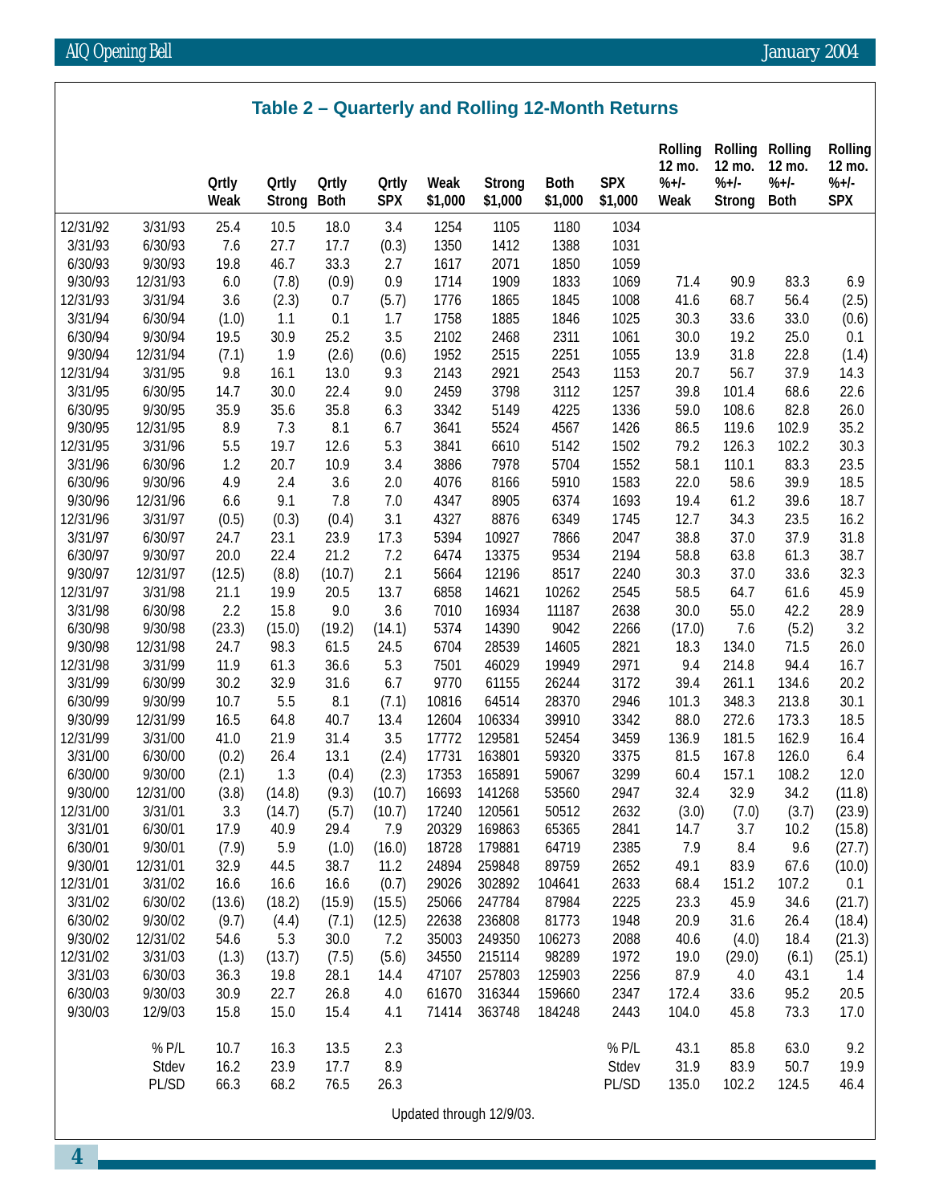## Table 2 – Quarterly and Rolling 12-Month Returns

| | | Qrtly Weak | Qrtly Strong | Qrtly Both | Qrtly SPX | Weak $1,000 | Strong $1,000 | Both $1,000 | SPX $1,000 | Rolling 12 mo. %+/- Weak | Rolling 12 mo. %+/- Strong | Rolling 12 mo. %+/- Both | Rolling 12 mo. %+/- SPX |
|---|---|---|---|---|---|---|---|---|---|---|---|---|---|
| 12/31/92 | 3/31/93 | 25.4 | 10.5 | 18.0 | 3.4 | 1254 | 1105 | 1180 | 1034 | | | | |
| 3/31/93 | 6/30/93 | 7.6 | 27.7 | 17.7 | (0.3) | 1350 | 1412 | 1388 | 1031 | | | | |
| 6/30/93 | 9/30/93 | 19.8 | 46.7 | 33.3 | 2.7 | 1617 | 2071 | 1850 | 1059 | | | | |
| 9/30/93 | 12/31/93 | 6.0 | (7.8) | (0.9) | 0.9 | 1714 | 1909 | 1833 | 1069 | 71.4 | 90.9 | 83.3 | 6.9 |
| 12/31/93 | 3/31/94 | 3.6 | (2.3) | 0.7 | (5.7) | 1776 | 1865 | 1845 | 1008 | 41.6 | 68.7 | 56.4 | (2.5) |
| 3/31/94 | 6/30/94 | (1.0) | 1.1 | 0.1 | 1.7 | 1758 | 1885 | 1846 | 1025 | 30.3 | 33.6 | 33.0 | (0.6) |
| 6/30/94 | 9/30/94 | 19.5 | 30.9 | 25.2 | 3.5 | 2102 | 2468 | 2311 | 1061 | 30.0 | 19.2 | 25.0 | 0.1 |
| 9/30/94 | 12/31/94 | (7.1) | 1.9 | (2.6) | (0.6) | 1952 | 2515 | 2251 | 1055 | 13.9 | 31.8 | 22.8 | (1.4) |
| 12/31/94 | 3/31/95 | 9.8 | 16.1 | 13.0 | 9.3 | 2143 | 2921 | 2543 | 1153 | 20.7 | 56.7 | 37.9 | 14.3 |
| 3/31/95 | 6/30/95 | 14.7 | 30.0 | 22.4 | 9.0 | 2459 | 3798 | 3112 | 1257 | 39.8 | 101.4 | 68.6 | 22.6 |
| 6/30/95 | 9/30/95 | 35.9 | 35.6 | 35.8 | 6.3 | 3342 | 5149 | 4225 | 1336 | 59.0 | 108.6 | 82.8 | 26.0 |
| 9/30/95 | 12/31/95 | 8.9 | 7.3 | 8.1 | 6.7 | 3641 | 5524 | 4567 | 1426 | 86.5 | 119.6 | 102.9 | 35.2 |
| 12/31/95 | 3/31/96 | 5.5 | 19.7 | 12.6 | 5.3 | 3841 | 6610 | 5142 | 1502 | 79.2 | 126.3 | 102.2 | 30.3 |
| 3/31/96 | 6/30/96 | 1.2 | 20.7 | 10.9 | 3.4 | 3886 | 7978 | 5704 | 1552 | 58.1 | 110.1 | 83.3 | 23.5 |
| 6/30/96 | 9/30/96 | 4.9 | 2.4 | 3.6 | 2.0 | 4076 | 8166 | 5910 | 1583 | 22.0 | 58.6 | 39.9 | 18.5 |
| 9/30/96 | 12/31/96 | 6.6 | 9.1 | 7.8 | 7.0 | 4347 | 8905 | 6374 | 1693 | 19.4 | 61.2 | 39.6 | 18.7 |
| 12/31/96 | 3/31/97 | (0.5) | (0.3) | (0.4) | 3.1 | 4327 | 8876 | 6349 | 1745 | 12.7 | 34.3 | 23.5 | 16.2 |
| 3/31/97 | 6/30/97 | 24.7 | 23.1 | 23.9 | 17.3 | 5394 | 10927 | 7866 | 2047 | 38.8 | 37.0 | 37.9 | 31.8 |
| 6/30/97 | 9/30/97 | 20.0 | 22.4 | 21.2 | 7.2 | 6474 | 13375 | 9534 | 2194 | 58.8 | 63.8 | 61.3 | 38.7 |
| 9/30/97 | 12/31/97 | (12.5) | (8.8) | (10.7) | 2.1 | 5664 | 12196 | 8517 | 2240 | 30.3 | 37.0 | 33.6 | 32.3 |
| 12/31/97 | 3/31/98 | 21.1 | 19.9 | 20.5 | 13.7 | 6858 | 14621 | 10262 | 2545 | 58.5 | 64.7 | 61.6 | 45.9 |
| 3/31/98 | 6/30/98 | 2.2 | 15.8 | 9.0 | 3.6 | 7010 | 16934 | 11187 | 2638 | 30.0 | 55.0 | 42.2 | 28.9 |
| 6/30/98 | 9/30/98 | (23.3) | (15.0) | (19.2) | (14.1) | 5374 | 14390 | 9042 | 2266 | (17.0) | 7.6 | (5.2) | 3.2 |
| 9/30/98 | 12/31/98 | 24.7 | 98.3 | 61.5 | 24.5 | 6704 | 28539 | 14605 | 2821 | 18.3 | 134.0 | 71.5 | 26.0 |
| 12/31/98 | 3/31/99 | 11.9 | 61.3 | 36.6 | 5.3 | 7501 | 46029 | 19949 | 2971 | 9.4 | 214.8 | 94.4 | 16.7 |
| 3/31/99 | 6/30/99 | 30.2 | 32.9 | 31.6 | 6.7 | 9770 | 61155 | 26244 | 3172 | 39.4 | 261.1 | 134.6 | 20.2 |
| 6/30/99 | 9/30/99 | 10.7 | 5.5 | 8.1 | (7.1) | 10816 | 64514 | 28370 | 2946 | 101.3 | 348.3 | 213.8 | 30.1 |
| 9/30/99 | 12/31/99 | 16.5 | 64.8 | 40.7 | 13.4 | 12604 | 106334 | 39910 | 3342 | 88.0 | 272.6 | 173.3 | 18.5 |
| 12/31/99 | 3/31/00 | 41.0 | 21.9 | 31.4 | 3.5 | 17772 | 129581 | 52454 | 3459 | 136.9 | 181.5 | 162.9 | 16.4 |
| 3/31/00 | 6/30/00 | (0.2) | 26.4 | 13.1 | (2.4) | 17731 | 163801 | 59320 | 3375 | 81.5 | 167.8 | 126.0 | 6.4 |
| 6/30/00 | 9/30/00 | (2.1) | 1.3 | (0.4) | (2.3) | 17353 | 165891 | 59067 | 3299 | 60.4 | 157.1 | 108.2 | 12.0 |
| 9/30/00 | 12/31/00 | (3.8) | (14.8) | (9.3) | (10.7) | 16693 | 141268 | 53560 | 2947 | 32.4 | 32.9 | 34.2 | (11.8) |
| 12/31/00 | 3/31/01 | 3.3 | (14.7) | (5.7) | (10.7) | 17240 | 120561 | 50512 | 2632 | (3.0) | (7.0) | (3.7) | (23.9) |
| 3/31/01 | 6/30/01 | 17.9 | 40.9 | 29.4 | 7.9 | 20329 | 169863 | 65365 | 2841 | 14.7 | 3.7 | 10.2 | (15.8) |
| 6/30/01 | 9/30/01 | (7.9) | 5.9 | (1.0) | (16.0) | 18728 | 179881 | 64719 | 2385 | 7.9 | 8.4 | 9.6 | (27.7) |
| 9/30/01 | 12/31/01 | 32.9 | 44.5 | 38.7 | 11.2 | 24894 | 259848 | 89759 | 2652 | 49.1 | 83.9 | 67.6 | (10.0) |
| 12/31/01 | 3/31/02 | 16.6 | 16.6 | 16.6 | (0.7) | 29026 | 302892 | 104641 | 2633 | 68.4 | 151.2 | 107.2 | 0.1 |
| 3/31/02 | 6/30/02 | (13.6) | (18.2) | (15.9) | (15.5) | 25066 | 247784 | 87984 | 2225 | 23.3 | 45.9 | 34.6 | (21.7) |
| 6/30/02 | 9/30/02 | (9.7) | (4.4) | (7.1) | (12.5) | 22638 | 236808 | 81773 | 1948 | 20.9 | 31.6 | 26.4 | (18.4) |
| 9/30/02 | 12/31/02 | 54.6 | 5.3 | 30.0 | 7.2 | 35003 | 249350 | 106273 | 2088 | 40.6 | (4.0) | 18.4 | (21.3) |
| 12/31/02 | 3/31/03 | (1.3) | (13.7) | (7.5) | (5.6) | 34550 | 215114 | 98289 | 1972 | 19.0 | (29.0) | (6.1) | (25.1) |
| 3/31/03 | 6/30/03 | 36.3 | 19.8 | 28.1 | 14.4 | 47107 | 257803 | 125903 | 2256 | 87.9 | 4.0 | 43.1 | 1.4 |
| 6/30/03 | 9/30/03 | 30.9 | 22.7 | 26.8 | 4.0 | 61670 | 316344 | 159660 | 2347 | 172.4 | 33.6 | 95.2 | 20.5 |
| 9/30/03 | 12/9/03 | 15.8 | 15.0 | 15.4 | 4.1 | 71414 | 363748 | 184248 | 2443 | 104.0 | 45.8 | 73.3 | 17.0 |
| | % P/L | 10.7 | 16.3 | 13.5 | 2.3 | | | | % P/L | 43.1 | 85.8 | 63.0 | 9.2 |
| | Stdev | 16.2 | 23.9 | 17.7 | 8.9 | | | | Stdev | 31.9 | 83.9 | 50.7 | 19.9 |
| | PL/SD | 66.3 | 68.2 | 76.5 | 26.3 | | | | PL/SD | 135.0 | 102.2 | 124.5 | 46.4 |

Updated through 12/9/03.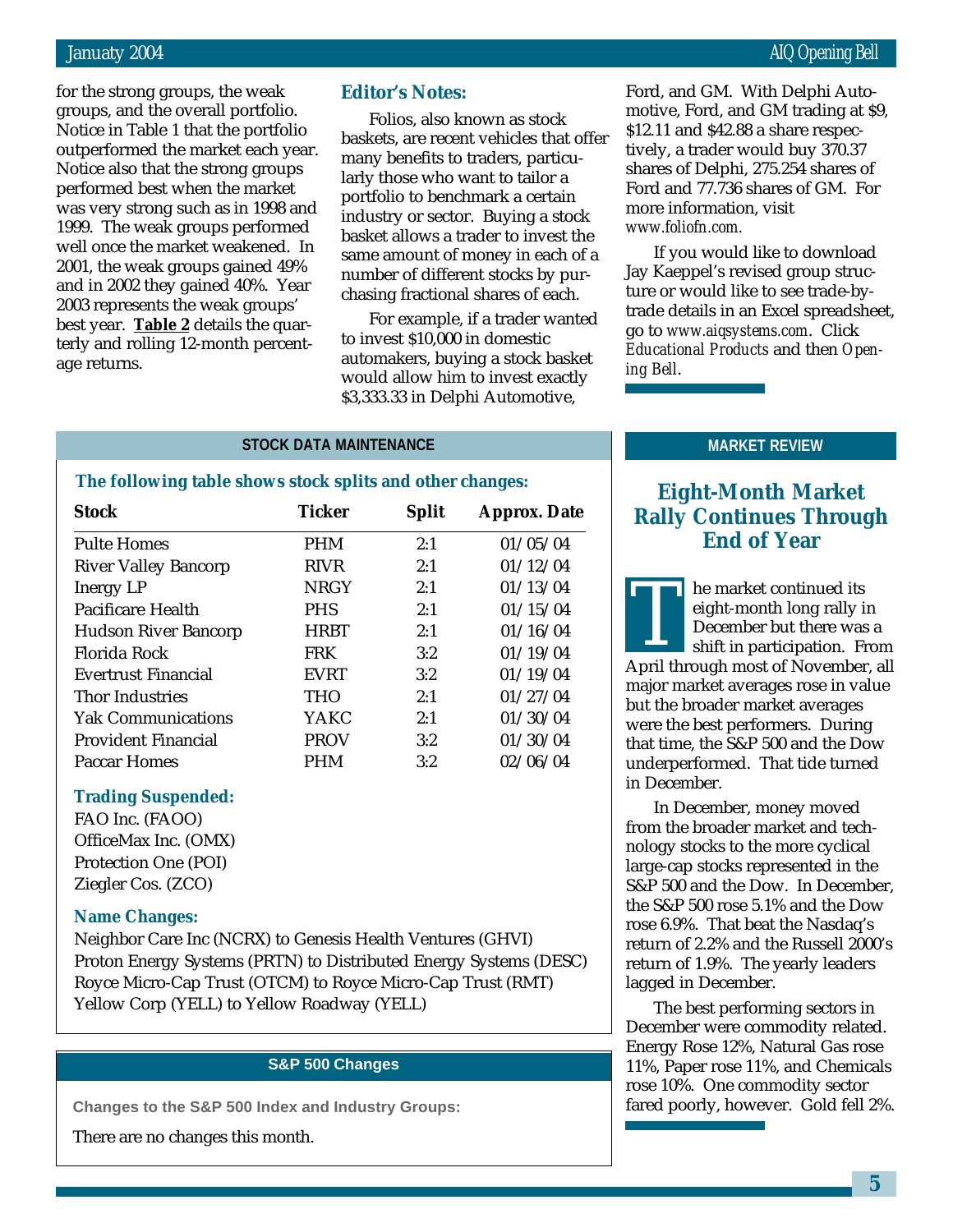for the strong groups, the weak groups, and the overall portfolio. Notice in Table 1 that the portfolio outperformed the market each year. Notice also that the strong groups performed best when the market was very strong such as in 1998 and 1999. The weak groups performed well once the market weakened. In 2001, the weak groups gained 49% and in 2002 they gained 40%. Year 2003 represents the weak groups' best year. **Table 2** details the quarterly and rolling 12-month percentage returns.

## Editor's Notes:

Folios, also known as stock baskets, are recent vehicles that offer many benefits to traders, particularly those who want to tailor a portfolio to benchmark a certain industry or sector. Buying a stock basket allows a trader to invest the same amount of money in each of a number of different stocks by purchasing fractional shares of each.

For example, if a trader wanted to invest $10,000 in domestic automakers, buying a stock basket would allow him to invest exactly $3,333.33 in Delphi Automotive, Ford, and GM. With Delphi Automotive, Ford, and GM trading at $9, $12.11 and $42.88 a share respectively, a trader would buy 370.37 shares of Delphi, 275.254 shares of Ford and 77.736 shares of GM. For more information, visit *www.foliofn.com*.

If you would like to download Jay Kaeppel's revised group structure or would like to see trade-by-trade details in an Excel spreadsheet, go to *www.aiqsystems.com*. Click *Educational Products* and then *Opening Bell*.

## STOCK DATA MAINTENANCE

**The following table shows stock splits and other changes:**

| Stock | Ticker | Split | Approx. Date |
|---|---|---|---|
| Pulte Homes | PHM | 2:1 | 01/05/04 |
| River Valley Bancorp | RIVR | 2:1 | 01/12/04 |
| Inergy LP | NRGY | 2:1 | 01/13/04 |
| Pacificare Health | PHS | 2:1 | 01/15/04 |
| Hudson River Bancorp | HRBT | 2:1 | 01/16/04 |
| Florida Rock | FRK | 3:2 | 01/19/04 |
| Evertrust Financial | EVRT | 3:2 | 01/19/04 |
| Thor Industries | THO | 2:1 | 01/27/04 |
| Yak Communications | YAKC | 2:1 | 01/30/04 |
| Provident Financial | PROV | 3:2 | 01/30/04 |
| Paccar Homes | PHM | 3:2 | 02/06/04 |

**Trading Suspended:**

FAO Inc. (FAOO)
OfficeMax Inc. (OMX)
Protection One (POI)
Ziegler Cos. (ZCO)

**Name Changes:**

Neighbor Care Inc (NCRX) to Genesis Health Ventures (GHVI)
Proton Energy Systems (PRTN) to Distributed Energy Systems (DESC)
Royce Micro-Cap Trust (OTCM) to Royce Micro-Cap Trust (RMT)
Yellow Corp (YELL) to Yellow Roadway (YELL)

## S&P 500 Changes

**Changes to the S&P 500 Index and Industry Groups:**

There are no changes this month.

## MARKET REVIEW

### Eight-Month Market Rally Continues Through End of Year

The market continued its eight-month long rally in December but there was a shift in participation. From April through most of November, all major market averages rose in value but the broader market averages were the best performers. During that time, the S&P 500 and the Dow underperformed. That tide turned in December.

In December, money moved from the broader market and technology stocks to the more cyclical large-cap stocks represented in the S&P 500 and the Dow. In December, the S&P 500 rose 5.1% and the Dow rose 6.9%. That beat the Nasdaq's return of 2.2% and the Russell 2000's return of 1.9%. The yearly leaders lagged in December.

The best performing sectors in December were commodity related. Energy Rose 12%, Natural Gas rose 11%, Paper rose 11%, and Chemicals rose 10%. One commodity sector fared poorly, however. Gold fell 2%.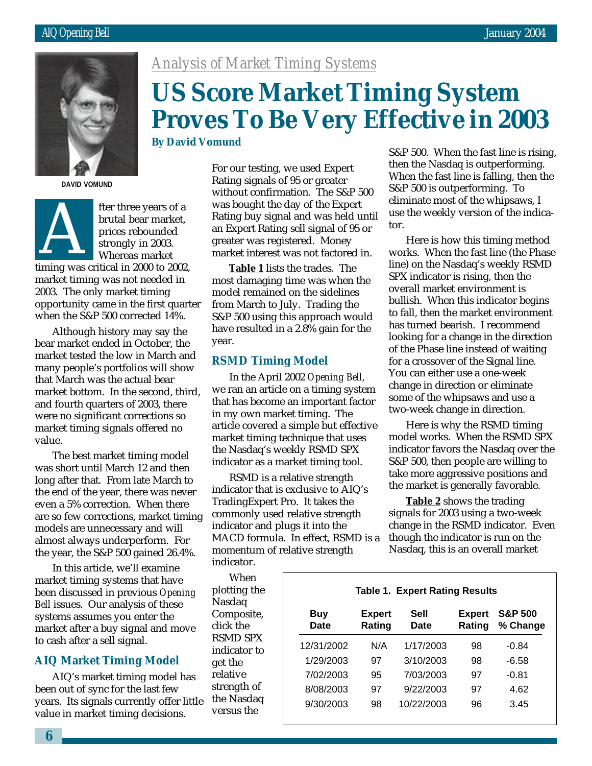*Analysis of Market Timing Systems*

# US Score Market Timing System Proves To Be Very Effective in 2003

**By David Vomund**

DAVID VOMUND

After three years of a brutal bear market, prices rebounded strongly in 2003. Whereas market timing was critical in 2000 to 2002, market timing was not needed in 2003. The only market timing opportunity came in the first quarter when the S&P 500 corrected 14%.

Although history may say the bear market ended in October, the market tested the low in March and many people's portfolios will show that March was the actual bear market bottom. In the second, third, and fourth quarters of 2003, there were no significant corrections so market timing signals offered no value.

The best market timing model was short until March 12 and then long after that. From late March to the end of the year, there was never even a 5% correction. When there are so few corrections, market timing models are unnecessary and will almost always underperform. For the year, the S&P 500 gained 26.4%.

In this article, we'll examine market timing systems that have been discussed in previous *Opening Bell* issues. Our analysis of these systems assumes you enter the market after a buy signal and move to cash after a sell signal.

## AIQ Market Timing Model

AIQ's market timing model has been out of sync for the last few years. Its signals currently offer little value in market timing decisions.

For our testing, we used Expert Rating signals of 95 or greater without confirmation. The S&P 500 was bought the day of the Expert Rating buy signal and was held until an Expert Rating sell signal of 95 or greater was registered. Money market interest was not factored in.

**Table 1** lists the trades. The most damaging time was when the model remained on the sidelines from March to July. Trading the S&P 500 using this approach would have resulted in a 2.8% gain for the year.

**Table 1. Expert Rating Results**

| Buy Date | Expert Rating | Sell Date | Expert Rating | S&P 500 % Change |
|---|---|---|---|---|
| 12/31/2002 | N/A | 1/17/2003 | 98 | -0.84 |
| 1/29/2003 | 97 | 3/10/2003 | 98 | -6.58 |
| 7/02/2003 | 95 | 7/03/2003 | 97 | -0.81 |
| 8/08/2003 | 97 | 9/22/2003 | 97 | 4.62 |
| 9/30/2003 | 98 | 10/22/2003 | 96 | 3.45 |

## RSMD Timing Model

In the April 2002 *Opening Bell*, we ran an article on a timing system that has become an important factor in my own market timing. The article covered a simple but effective market timing technique that uses the Nasdaq's weekly RSMD SPX indicator as a market timing tool.

RSMD is a relative strength indicator that is exclusive to AIQ's TradingExpert Pro. It takes the commonly used relative strength indicator and plugs it into the MACD formula. In effect, RSMD is a momentum of relative strength indicator.

When plotting the Nasdaq Composite, click the RSMD SPX indicator to get the relative strength of the Nasdaq versus the S&P 500. When the fast line is rising, then the Nasdaq is outperforming. When the fast line is falling, then the S&P 500 is outperforming. To eliminate most of the whipsaws, I use the weekly version of the indicator.

Here is how this timing method works. When the fast line (the Phase line) on the Nasdaq's weekly RSMD SPX indicator is rising, then the overall market environment is bullish. When this indicator begins to fall, then the market environment has turned bearish. I recommend looking for a change in the direction of the Phase line instead of waiting for a crossover of the Signal line. You can either use a one-week change in direction or eliminate some of the whipsaws and use a two-week change in direction.

Here is why the RSMD timing model works. When the RSMD SPX indicator favors the Nasdaq over the S&P 500, then people are willing to take more aggressive positions and the market is generally favorable.

**Table 2** shows the trading signals for 2003 using a two-week change in the RSMD indicator. Even though the indicator is run on the Nasdaq, this is an overall market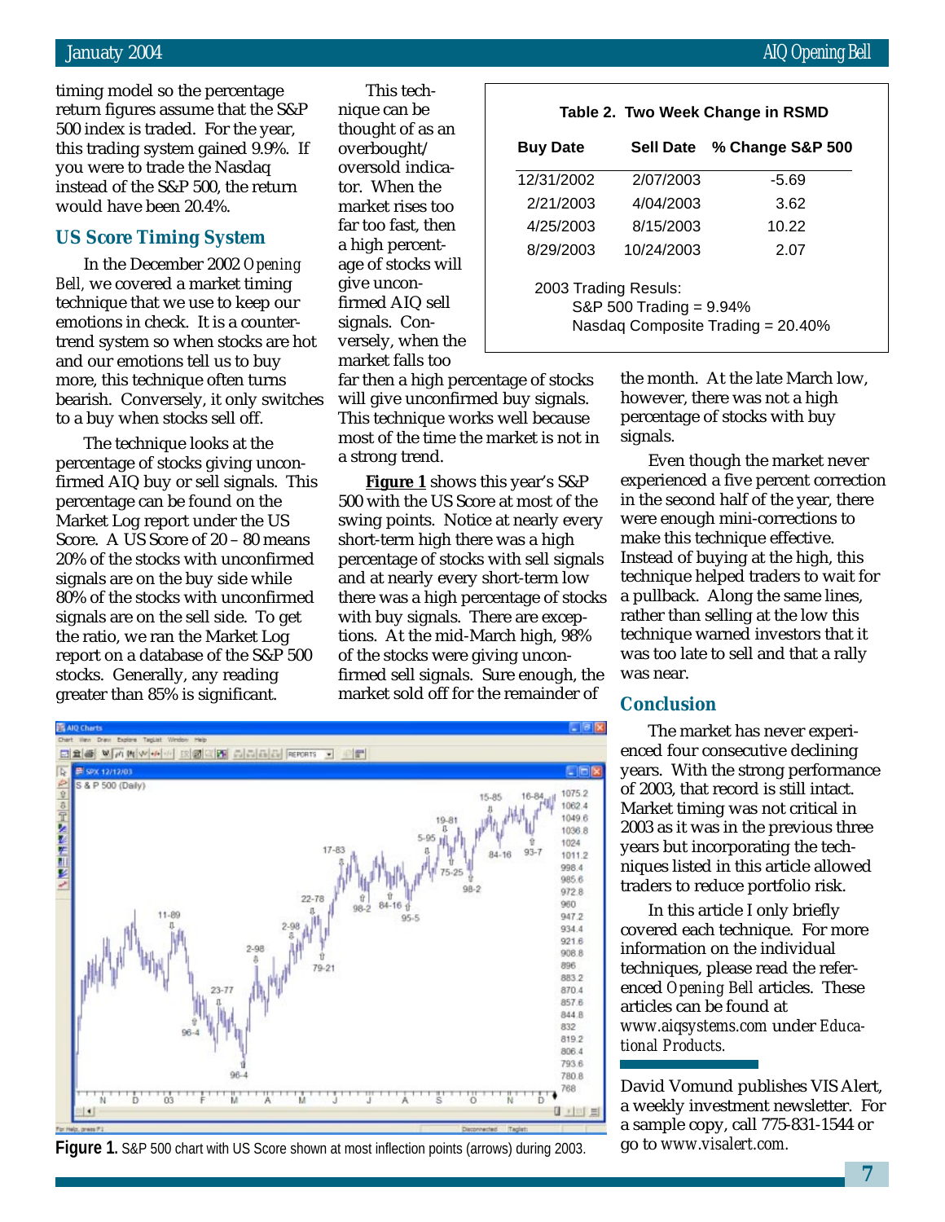timing model so the percentage return figures assume that the S&P 500 index is traded. For the year, this trading system gained 9.9%. If you were to trade the Nasdaq instead of the S&P 500, the return would have been 20.4%.

## US Score Timing System

In the December 2002 *Opening Bell,* we covered a market timing technique that we use to keep our emotions in check. It is a counter-trend system so when stocks are hot and our emotions tell us to buy more, this technique often turns bearish. Conversely, it only switches to a buy when stocks sell off.

The technique looks at the percentage of stocks giving unconfirmed AIQ buy or sell signals. This percentage can be found on the Market Log report under the US Score. A US Score of 20 – 80 means 20% of the stocks with unconfirmed signals are on the buy side while 80% of the stocks with unconfirmed signals are on the sell side. To get the ratio, we ran the Market Log report on a database of the S&P 500 stocks. Generally, any reading greater than 85% is significant.

This technique can be thought of as an overbought/oversold indicator. When the market rises too far too fast, then a high percentage of stocks will give unconfirmed AIQ sell signals. Conversely, when the market falls too far then a high percentage of stocks will give unconfirmed buy signals. This technique works well because most of the time the market is not in a strong trend.

**Table 2. Two Week Change in RSMD**

| Buy Date | Sell Date | % Change S&P 500 |
|---|---|---|
| 12/31/2002 | 2/07/2003 | -5.69 |
| 2/21/2003 | 4/04/2003 | 3.62 |
| 4/25/2003 | 8/15/2003 | 10.22 |
| 8/29/2003 | 10/24/2003 | 2.07 |

2003 Trading Resuls:
S&P 500 Trading = 9.94%
Nasdaq Composite Trading = 20.40%

**Figure 1** shows this year's S&P 500 with the US Score at most of the swing points. Notice at nearly every short-term high there was a high percentage of stocks with sell signals and at nearly every short-term low there was a high percentage of stocks with buy signals. There are exceptions. At the mid-March high, 98% of the stocks were giving unconfirmed sell signals. Sure enough, the market sold off for the remainder of the month. At the late March low, however, there was not a high percentage of stocks with buy signals.

Even though the market never experienced a five percent correction in the second half of the year, there were enough mini-corrections to make this technique effective. Instead of buying at the high, this technique helped traders to wait for a pullback. Along the same lines, rather than selling at the low this technique warned investors that it was too late to sell and that a rally was near.

**Figure 1.** S&P 500 chart with US Score shown at most inflection points (arrows) during 2003.

## Conclusion

The market has never experienced four consecutive declining years. With the strong performance of 2003, that record is still intact. Market timing was not critical in 2003 as it was in the previous three years but incorporating the techniques listed in this article allowed traders to reduce portfolio risk.

In this article I only briefly covered each technique. For more information on the individual techniques, please read the referenced *Opening Bell* articles. These articles can be found at www.aiqsystems.com under *Educational Products.*

David Vomund publishes VIS Alert, a weekly investment newsletter. For a sample copy, call 775-831-1544 or go to www.visalert.com.